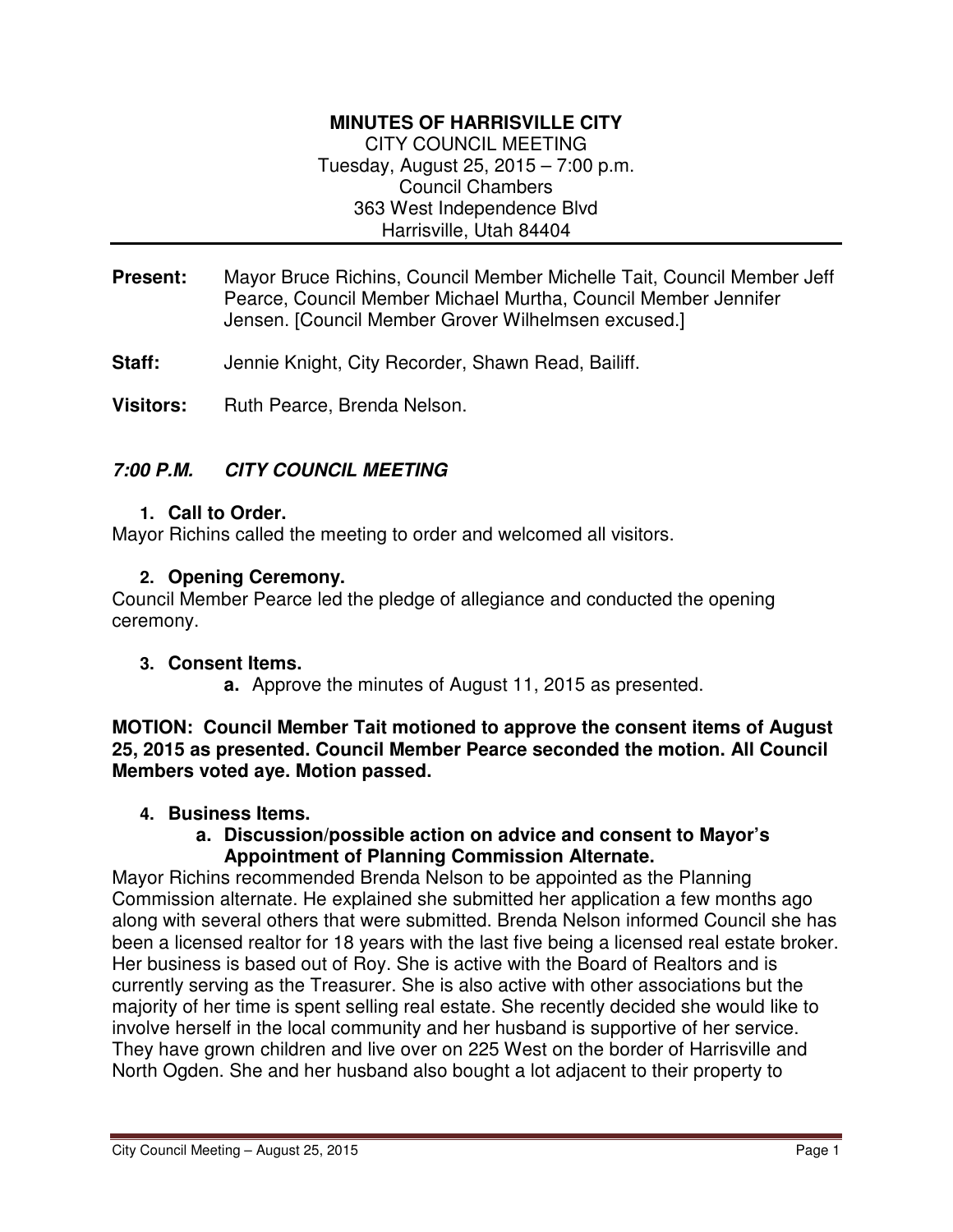# MINUTES OF HARRISVILLE CITY

CITY COUNCIL MEETING
Tuesday, August 25, 2015 – 7:00 p.m.
Council Chambers
363 West Independence Blvd
Harrisville, Utah 84404

---

**Present:** Mayor Bruce Richins, Council Member Michelle Tait, Council Member Jeff Pearce, Council Member Michael Murtha, Council Member Jennifer Jensen. [Council Member Grover Wilhelmsen excused.]

**Staff:** Jennie Knight, City Recorder, Shawn Read, Bailiff.

**Visitors:** Ruth Pearce, Brenda Nelson.

## *7:00 P.M. CITY COUNCIL MEETING*

1. **Call to Order.**

Mayor Richins called the meeting to order and welcomed all visitors.

2. **Opening Ceremony.**

Council Member Pearce led the pledge of allegiance and conducted the opening ceremony.

3. **Consent Items.**
   - **a.** Approve the minutes of August 11, 2015 as presented.

**MOTION: Council Member Tait motioned to approve the consent items of August 25, 2015 as presented. Council Member Pearce seconded the motion. All Council Members voted aye. Motion passed.**

4. **Business Items.**
   - **a. Discussion/possible action on advice and consent to Mayor's Appointment of Planning Commission Alternate.**

Mayor Richins recommended Brenda Nelson to be appointed as the Planning Commission alternate. He explained she submitted her application a few months ago along with several others that were submitted. Brenda Nelson informed Council she has been a licensed realtor for 18 years with the last five being a licensed real estate broker. Her business is based out of Roy. She is active with the Board of Realtors and is currently serving as the Treasurer. She is also active with other associations but the majority of her time is spent selling real estate. She recently decided she would like to involve herself in the local community and her husband is supportive of her service. They have grown children and live over on 225 West on the border of Harrisville and North Ogden. She and her husband also bought a lot adjacent to their property to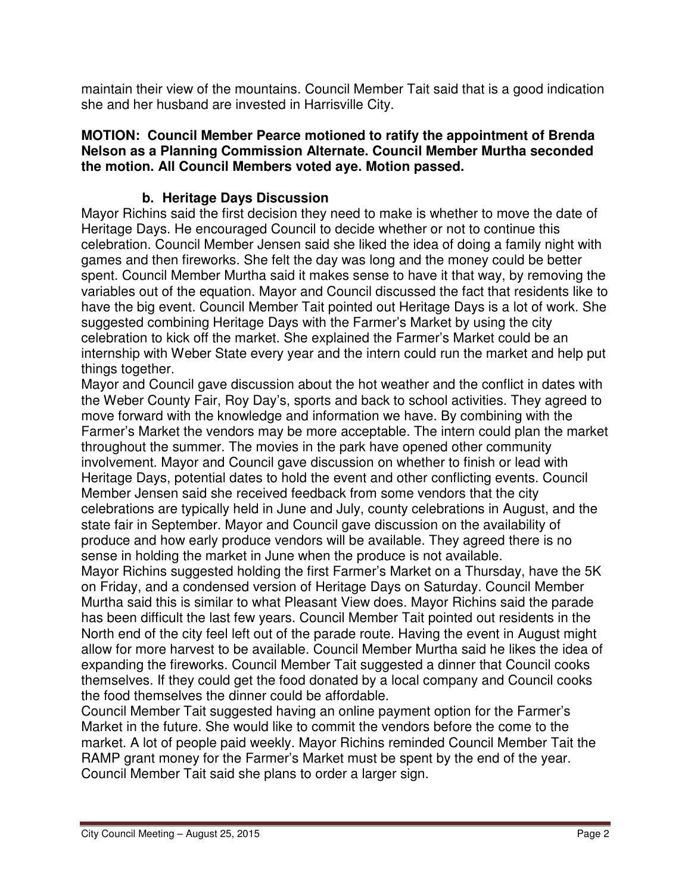maintain their view of the mountains. Council Member Tait said that is a good indication she and her husband are invested in Harrisville City.

**MOTION: Council Member Pearce motioned to ratify the appointment of Brenda Nelson as a Planning Commission Alternate. Council Member Murtha seconded the motion. All Council Members voted aye. Motion passed.**

### b. Heritage Days Discussion

Mayor Richins said the first decision they need to make is whether to move the date of Heritage Days. He encouraged Council to decide whether or not to continue this celebration. Council Member Jensen said she liked the idea of doing a family night with games and then fireworks. She felt the day was long and the money could be better spent. Council Member Murtha said it makes sense to have it that way, by removing the variables out of the equation. Mayor and Council discussed the fact that residents like to have the big event. Council Member Tait pointed out Heritage Days is a lot of work. She suggested combining Heritage Days with the Farmer's Market by using the city celebration to kick off the market. She explained the Farmer's Market could be an internship with Weber State every year and the intern could run the market and help put things together.

Mayor and Council gave discussion about the hot weather and the conflict in dates with the Weber County Fair, Roy Day's, sports and back to school activities. They agreed to move forward with the knowledge and information we have. By combining with the Farmer's Market the vendors may be more acceptable. The intern could plan the market throughout the summer. The movies in the park have opened other community involvement. Mayor and Council gave discussion on whether to finish or lead with Heritage Days, potential dates to hold the event and other conflicting events. Council Member Jensen said she received feedback from some vendors that the city celebrations are typically held in June and July, county celebrations in August, and the state fair in September. Mayor and Council gave discussion on the availability of produce and how early produce vendors will be available. They agreed there is no sense in holding the market in June when the produce is not available.

Mayor Richins suggested holding the first Farmer's Market on a Thursday, have the 5K on Friday, and a condensed version of Heritage Days on Saturday. Council Member Murtha said this is similar to what Pleasant View does. Mayor Richins said the parade has been difficult the last few years. Council Member Tait pointed out residents in the North end of the city feel left out of the parade route. Having the event in August might allow for more harvest to be available. Council Member Murtha said he likes the idea of expanding the fireworks. Council Member Tait suggested a dinner that Council cooks themselves. If they could get the food donated by a local company and Council cooks the food themselves the dinner could be affordable.

Council Member Tait suggested having an online payment option for the Farmer's Market in the future. She would like to commit the vendors before the come to the market. A lot of people paid weekly. Mayor Richins reminded Council Member Tait the RAMP grant money for the Farmer's Market must be spent by the end of the year. Council Member Tait said she plans to order a larger sign.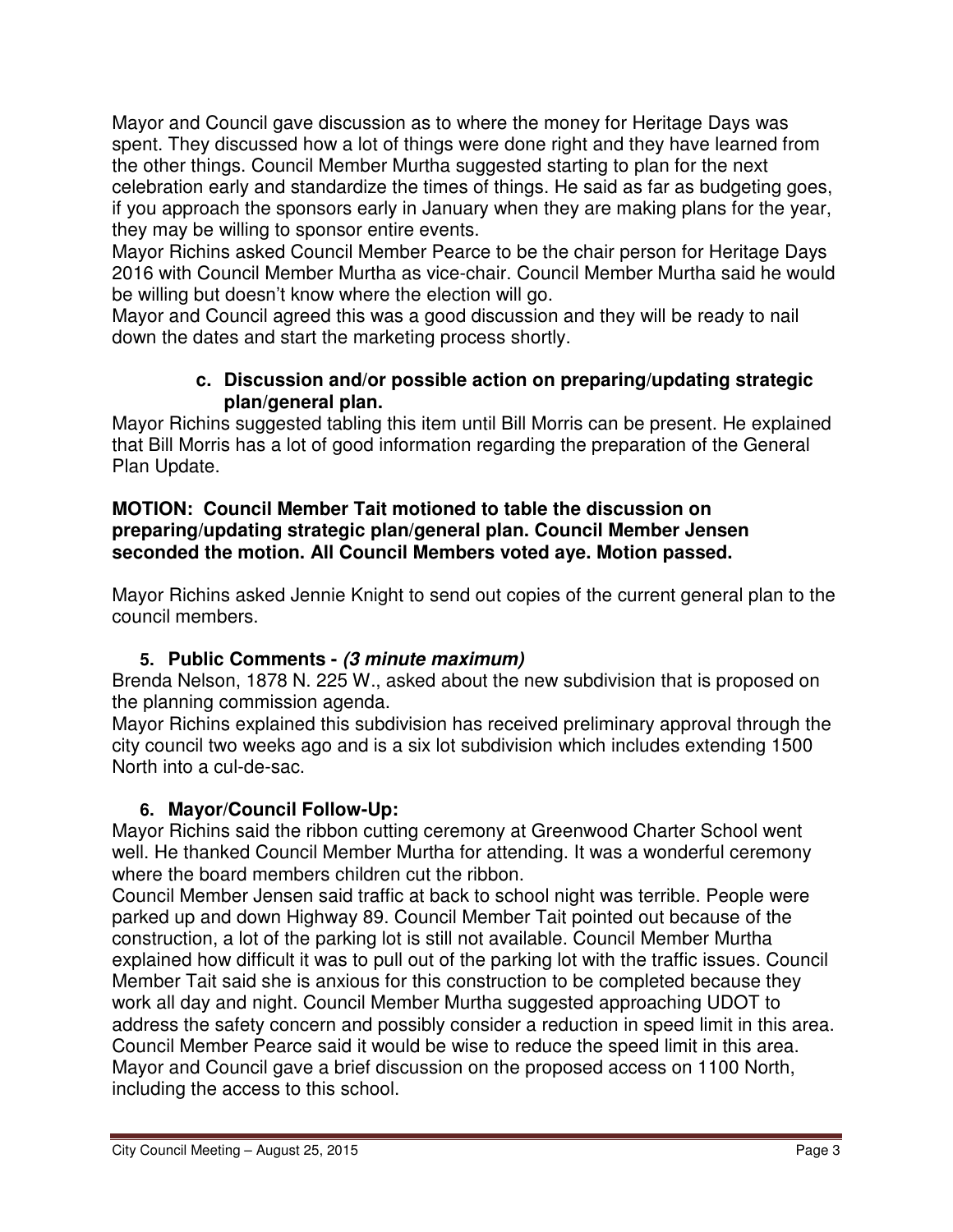Mayor and Council gave discussion as to where the money for Heritage Days was spent. They discussed how a lot of things were done right and they have learned from the other things. Council Member Murtha suggested starting to plan for the next celebration early and standardize the times of things. He said as far as budgeting goes, if you approach the sponsors early in January when they are making plans for the year, they may be willing to sponsor entire events.

Mayor Richins asked Council Member Pearce to be the chair person for Heritage Days 2016 with Council Member Murtha as vice-chair. Council Member Murtha said he would be willing but doesn't know where the election will go.

Mayor and Council agreed this was a good discussion and they will be ready to nail down the dates and start the marketing process shortly.

### c. Discussion and/or possible action on preparing/updating strategic plan/general plan.

Mayor Richins suggested tabling this item until Bill Morris can be present. He explained that Bill Morris has a lot of good information regarding the preparation of the General Plan Update.

**MOTION: Council Member Tait motioned to table the discussion on preparing/updating strategic plan/general plan. Council Member Jensen seconded the motion. All Council Members voted aye. Motion passed.**

Mayor Richins asked Jennie Knight to send out copies of the current general plan to the council members.

## 5. Public Comments - *(3 minute maximum)*

Brenda Nelson, 1878 N. 225 W., asked about the new subdivision that is proposed on the planning commission agenda.

Mayor Richins explained this subdivision has received preliminary approval through the city council two weeks ago and is a six lot subdivision which includes extending 1500 North into a cul-de-sac.

## 6. Mayor/Council Follow-Up:

Mayor Richins said the ribbon cutting ceremony at Greenwood Charter School went well. He thanked Council Member Murtha for attending. It was a wonderful ceremony where the board members children cut the ribbon.

Council Member Jensen said traffic at back to school night was terrible. People were parked up and down Highway 89. Council Member Tait pointed out because of the construction, a lot of the parking lot is still not available. Council Member Murtha explained how difficult it was to pull out of the parking lot with the traffic issues. Council Member Tait said she is anxious for this construction to be completed because they work all day and night. Council Member Murtha suggested approaching UDOT to address the safety concern and possibly consider a reduction in speed limit in this area. Council Member Pearce said it would be wise to reduce the speed limit in this area.

Mayor and Council gave a brief discussion on the proposed access on 1100 North, including the access to this school.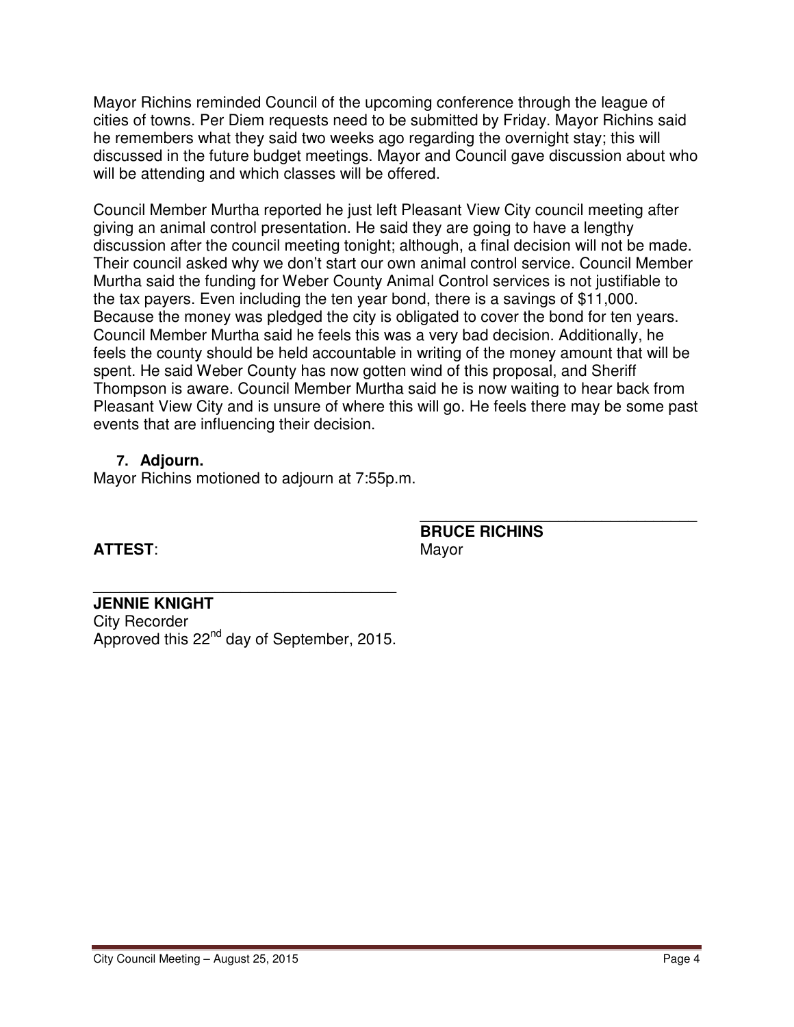Mayor Richins reminded Council of the upcoming conference through the league of cities of towns. Per Diem requests need to be submitted by Friday. Mayor Richins said he remembers what they said two weeks ago regarding the overnight stay; this will discussed in the future budget meetings. Mayor and Council gave discussion about who will be attending and which classes will be offered.

Council Member Murtha reported he just left Pleasant View City council meeting after giving an animal control presentation. He said they are going to have a lengthy discussion after the council meeting tonight; although, a final decision will not be made. Their council asked why we don't start our own animal control service. Council Member Murtha said the funding for Weber County Animal Control services is not justifiable to the tax payers. Even including the ten year bond, there is a savings of $11,000. Because the money was pledged the city is obligated to cover the bond for ten years. Council Member Murtha said he feels this was a very bad decision. Additionally, he feels the county should be held accountable in writing of the money amount that will be spent. He said Weber County has now gotten wind of this proposal, and Sheriff Thompson is aware. Council Member Murtha said he is now waiting to hear back from Pleasant View City and is unsure of where this will go. He feels there may be some past events that are influencing their decision.

**7. Adjourn.**

Mayor Richins motioned to adjourn at 7:55p.m.

\_\_\_\_\_\_\_\_\_\_\_\_\_\_\_\_\_\_\_\_\_\_\_\_\_\_\_\_\_\_\_\_\_\_

**BRUCE RICHINS**
Mayor

**ATTEST**:

\_\_\_\_\_\_\_\_\_\_\_\_\_\_\_\_\_\_\_\_\_\_\_\_\_\_\_\_\_\_\_\_\_\_

**JENNIE KNIGHT**
City Recorder
Approved this 22nd day of September, 2015.